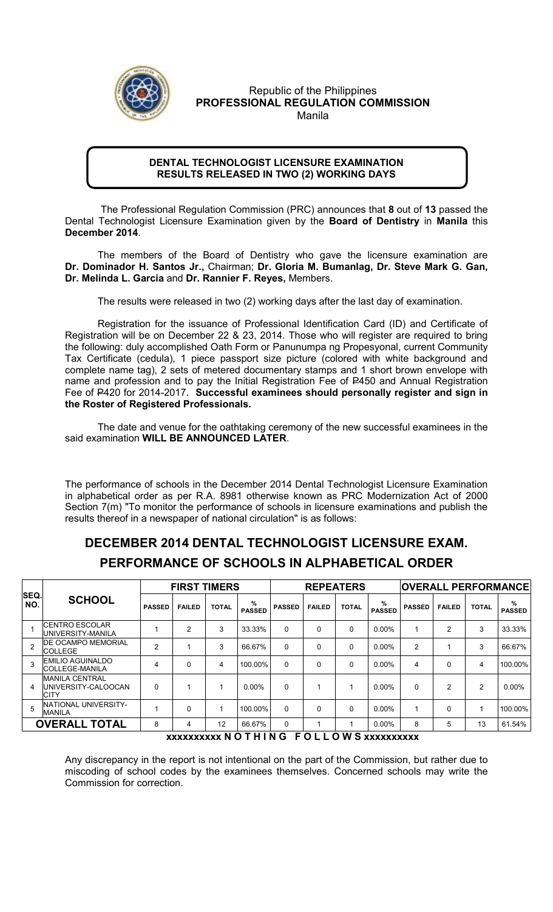Republic of the Philippines
**PROFESSIONAL REGULATION COMMISSION**
Manila

**DENTAL TECHNOLOGIST LICENSURE EXAMINATION**
**RESULTS RELEASED IN TWO (2) WORKING DAYS**

The Professional Regulation Commission (PRC) announces that **8** out of **13** passed the Dental Technologist Licensure Examination given by the **Board of Dentistry** in **Manila** this **December 2014**.

The members of the Board of Dentistry who gave the licensure examination are **Dr. Dominador H. Santos Jr.,** Chairman; **Dr. Gloria M. Bumanlag, Dr. Steve Mark G. Gan, Dr. Melinda L. Garcia** and **Dr. Rannier F. Reyes,** Members.

The results were released in two (2) working days after the last day of examination.

Registration for the issuance of Professional Identification Card (ID) and Certificate of Registration will be on December 22 & 23, 2014. Those who will register are required to bring the following: duly accomplished Oath Form or Panunumpa ng Propesyonal, current Community Tax Certificate (cedula), 1 piece passport size picture (colored with white background and complete name tag), 2 sets of metered documentary stamps and 1 short brown envelope with name and profession and to pay the Initial Registration Fee of ₱450 and Annual Registration Fee of ₱420 for 2014-2017. **Successful examinees should personally register and sign in the Roster of Registered Professionals.**

The date and venue for the oathtaking ceremony of the new successful examinees in the said examination **WILL BE ANNOUNCED LATER**.

The performance of schools in the December 2014 Dental Technologist Licensure Examination in alphabetical order as per R.A. 8981 otherwise known as PRC Modernization Act of 2000 Section 7(m) "To monitor the performance of schools in licensure examinations and publish the results thereof in a newspaper of national circulation" is as follows:

## DECEMBER 2014 DENTAL TECHNOLOGIST LICENSURE EXAM.
## PERFORMANCE OF SCHOOLS IN ALPHABETICAL ORDER

| SEQ. NO. | SCHOOL | FIRST TIMERS | | | | REPEATERS | | | | OVERALL PERFORMANCE | | | |
|---|---|---|---|---|---|---|---|---|---|---|---|---|---|
| | | PASSED | FAILED | TOTAL | % PASSED | PASSED | FAILED | TOTAL | % PASSED | PASSED | FAILED | TOTAL | % PASSED |
| 1 | CENTRO ESCOLAR UNIVERSITY-MANILA | 1 | 2 | 3 | 33.33% | 0 | 0 | 0 | 0.00% | 1 | 2 | 3 | 33.33% |
| 2 | DE OCAMPO MEMORIAL COLLEGE | 2 | 1 | 3 | 66.67% | 0 | 0 | 0 | 0.00% | 2 | 1 | 3 | 66.67% |
| 3 | EMILIO AGUINALDO COLLEGE-MANILA | 4 | 0 | 4 | 100.00% | 0 | 0 | 0 | 0.00% | 4 | 0 | 4 | 100.00% |
| 4 | MANILA CENTRAL UNIVERSITY-CALOOCAN CITY | 0 | 1 | 1 | 0.00% | 0 | 1 | 1 | 0.00% | 0 | 2 | 2 | 0.00% |
| 5 | NATIONAL UNIVERSITY-MANILA | 1 | 0 | 1 | 100.00% | 0 | 0 | 0 | 0.00% | 1 | 0 | 1 | 100.00% |
| **OVERALL TOTAL** | | 8 | 4 | 12 | 66.67% | 0 | 1 | 1 | 0.00% | 8 | 5 | 13 | 61.54% |

**xxxxxxxxxx N O T H I N G F O L L O W S xxxxxxxxxx**

Any discrepancy in the report is not intentional on the part of the Commission, but rather due to miscoding of school codes by the examinees themselves. Concerned schools may write the Commission for correction.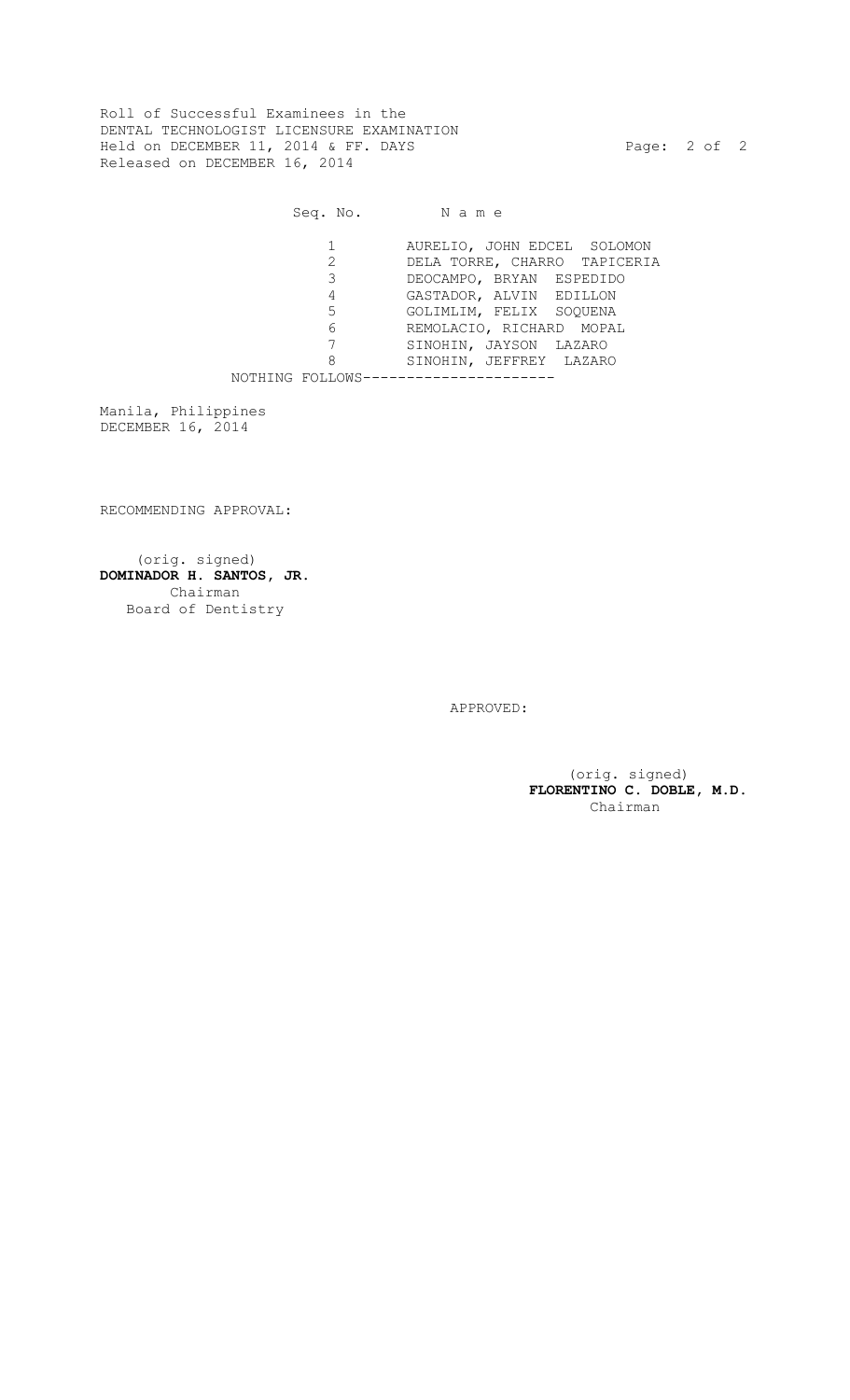Roll of Successful Examinees in the
DENTAL TECHNOLOGIST LICENSURE EXAMINATION
Held on DECEMBER 11, 2014 & FF. DAYS
Released on DECEMBER 16, 2014

| Seq. No. | Name |
|---|---|
| 1 | AURELIO, JOHN EDCEL SOLOMON |
| 2 | DELA TORRE, CHARRO TAPICERIA |
| 3 | DEOCAMPO, BRYAN ESPEDIDO |
| 4 | GASTADOR, ALVIN EDILLON |
| 5 | GOLIMLIM, FELIX SOQUENA |
| 6 | REMOLACIO, RICHARD MOPAL |
| 7 | SINOHIN, JAYSON LAZARO |
| 8 | SINOHIN, JEFFREY LAZARO |

NOTHING FOLLOWS----------------------

Manila, Philippines
DECEMBER 16, 2014

RECOMMENDING APPROVAL:

(orig. signed)
**DOMINADOR H. SANTOS, JR.**
Chairman
Board of Dentistry

APPROVED:

(orig. signed)
**FLORENTINO C. DOBLE, M.D.**
Chairman